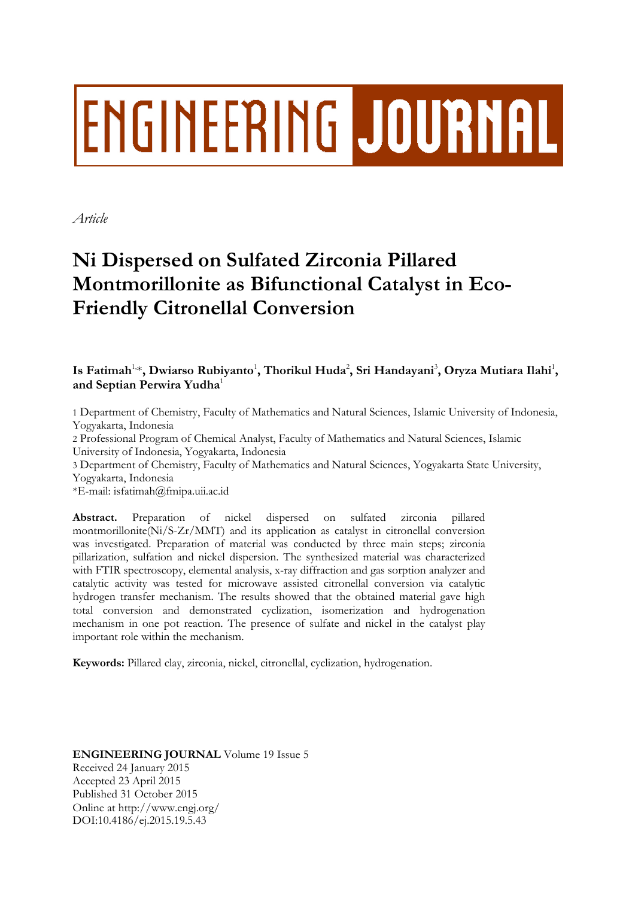# ENGINEERING JOURNAL

*Article*

# Ni Dispersed on Sulfated Zirconia Pillared Montmorillonite as Bifunctional Catalyst in Eco-Friendly Citronellal Conversion

**Is Fatimah**[1,*], **Dwiarso Rubiyanto**[1], **Thorikul Huda**[2], **Sri Handayani**[3], **Oryza Mutiara Ilahi**[1], **and Septian Perwira Yudha**[1]

1 Department of Chemistry, Faculty of Mathematics and Natural Sciences, Islamic University of Indonesia, Yogyakarta, Indonesia

2 Professional Program of Chemical Analyst, Faculty of Mathematics and Natural Sciences, Islamic University of Indonesia, Yogyakarta, Indonesia

3 Department of Chemistry, Faculty of Mathematics and Natural Sciences, Yogyakarta State University, Yogyakarta, Indonesia

*E-mail: isfatimah@fmipa.uii.ac.id

**Abstract.** Preparation of nickel dispersed on sulfated zirconia pillared montmorillonite(Ni/S-Zr/MMT) and its application as catalyst in citronellal conversion was investigated. Preparation of material was conducted by three main steps; zirconia pillarization, sulfation and nickel dispersion. The synthesized material was characterized with FTIR spectroscopy, elemental analysis, x-ray diffraction and gas sorption analyzer and catalytic activity was tested for microwave assisted citronellal conversion via catalytic hydrogen transfer mechanism. The results showed that the obtained material gave high total conversion and demonstrated cyclization, isomerization and hydrogenation mechanism in one pot reaction. The presence of sulfate and nickel in the catalyst play important role within the mechanism.

**Keywords:** Pillared clay, zirconia, nickel, citronellal, cyclization, hydrogenation.

**ENGINEERING JOURNAL** Volume 19 Issue 5  
Received 24 January 2015  
Accepted 23 April 2015  
Published 31 October 2015  
Online at http://www.engj.org/  
DOI:10.4186/ej.2015.19.5.43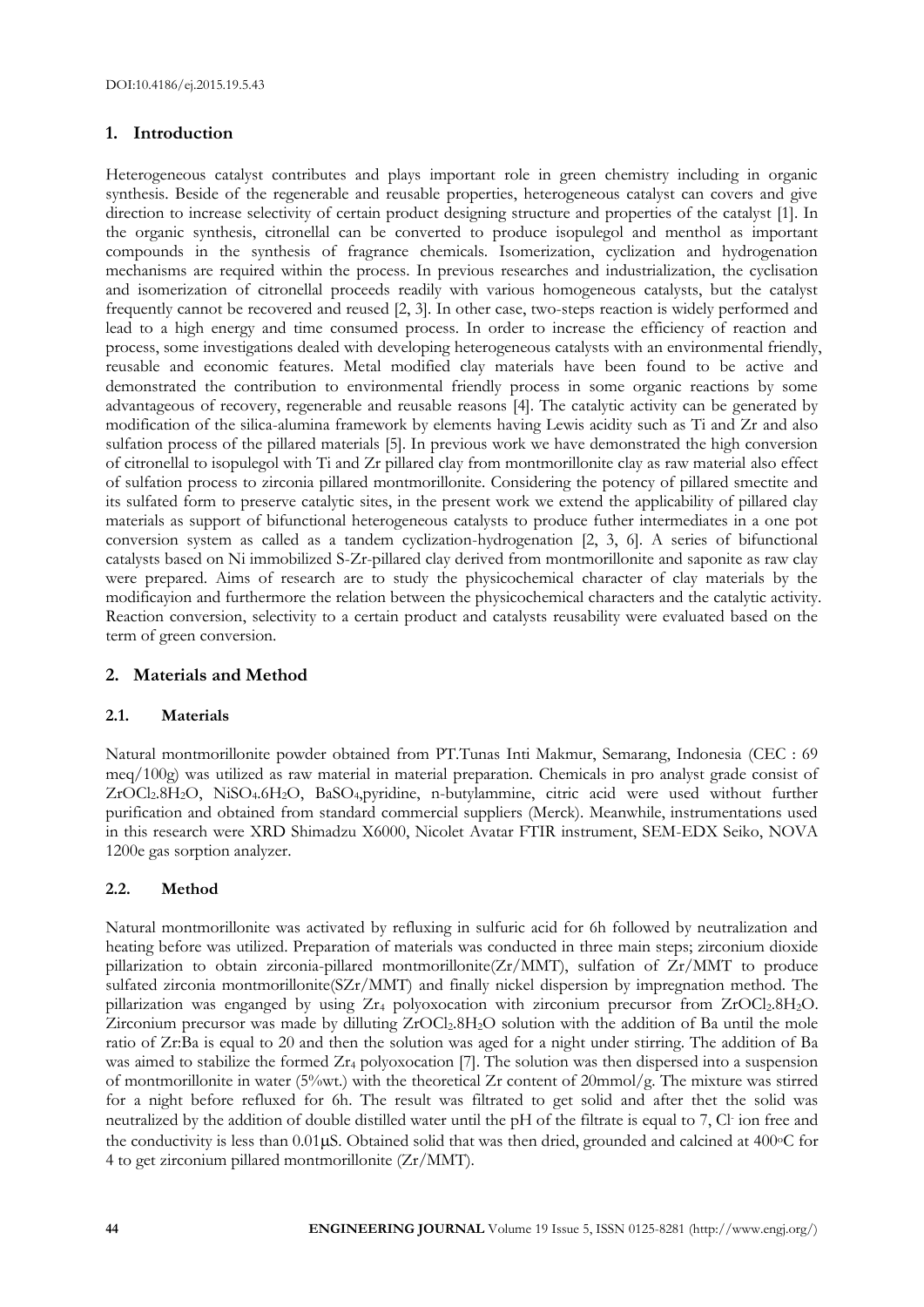## 1. Introduction

Heterogeneous catalyst contributes and plays important role in green chemistry including in organic synthesis. Beside of the regenerable and reusable properties, heterogeneous catalyst can covers and give direction to increase selectivity of certain product designing structure and properties of the catalyst [1]. In the organic synthesis, citronellal can be converted to produce isopulegol and menthol as important compounds in the synthesis of fragrance chemicals. Isomerization, cyclization and hydrogenation mechanisms are required within the process. In previous researches and industrialization, the cyclisation and isomerization of citronellal proceeds readily with various homogeneous catalysts, but the catalyst frequently cannot be recovered and reused [2, 3]. In other case, two-steps reaction is widely performed and lead to a high energy and time consumed process. In order to increase the efficiency of reaction and process, some investigations dealed with developing heterogeneous catalysts with an environmental friendly, reusable and economic features. Metal modified clay materials have been found to be active and demonstrated the contribution to environmental friendly process in some organic reactions by some advantageous of recovery, regenerable and reusable reasons [4]. The catalytic activity can be generated by modification of the silica-alumina framework by elements having Lewis acidity such as Ti and Zr and also sulfation process of the pillared materials [5]. In previous work we have demonstrated the high conversion of citronellal to isopulegol with Ti and Zr pillared clay from montmorillonite clay as raw material also effect of sulfation process to zirconia pillared montmorillonite. Considering the potency of pillared smectite and its sulfated form to preserve catalytic sites, in the present work we extend the applicability of pillared clay materials as support of bifunctional heterogeneous catalysts to produce futher intermediates in a one pot conversion system as called as a tandem cyclization-hydrogenation [2, 3, 6]. A series of bifunctional catalysts based on Ni immobilized S-Zr-pillared clay derived from montmorillonite and saponite as raw clay were prepared. Aims of research are to study the physicochemical character of clay materials by the modificayion and furthermore the relation between the physicochemical characters and the catalytic activity. Reaction conversion, selectivity to a certain product and catalysts reusability were evaluated based on the term of green conversion.

## 2. Materials and Method

### 2.1. Materials

Natural montmorillonite powder obtained from PT.Tunas Inti Makmur, Semarang, Indonesia (CEC : 69 meq/100g) was utilized as raw material in material preparation. Chemicals in pro analyst grade consist of $ZrOCl_2.8H_2O$, $NiSO_4.6H_2O$, $BaSO_4$,pyridine, n-butylammine, citric acid were used without further purification and obtained from standard commercial suppliers (Merck). Meanwhile, instrumentations used in this research were XRD Shimadzu X6000, Nicolet Avatar FTIR instrument, SEM-EDX Seiko, NOVA 1200e gas sorption analyzer.

### 2.2. Method

Natural montmorillonite was activated by refluxing in sulfuric acid for 6h followed by neutralization and heating before was utilized. Preparation of materials was conducted in three main steps; zirconium dioxide pillarization to obtain zirconia-pillared montmorillonite(Zr/MMT), sulfation of Zr/MMT to produce sulfated zirconia montmorillonite(SZr/MMT) and finally nickel dispersion by impregnation method. The pillarization was enganged by using $Zr_4$ polyoxocation with zirconium precursor from $ZrOCl_2.8H_2O$. Zirconium precursor was made by dilluting $ZrOCl_2.8H_2O$ solution with the addition of Ba until the mole ratio of Zr:Ba is equal to 20 and then the solution was aged for a night under stirring. The addition of Ba was aimed to stabilize the formed $Zr_4$ polyoxocation [7]. The solution was then dispersed into a suspension of montmorillonite in water (5%wt.) with the theoretical Zr content of 20mmol/g. The mixture was stirred for a night before refluxed for 6h. The result was filtrated to get solid and after thet the solid was neutralized by the addition of double distilled water until the pH of the filtrate is equal to 7, $Cl^-$ ion free and the conductivity is less than 0.01μS. Obtained solid that was then dried, grounded and calcined at 400°C for 4 to get zirconium pillared montmorillonite (Zr/MMT).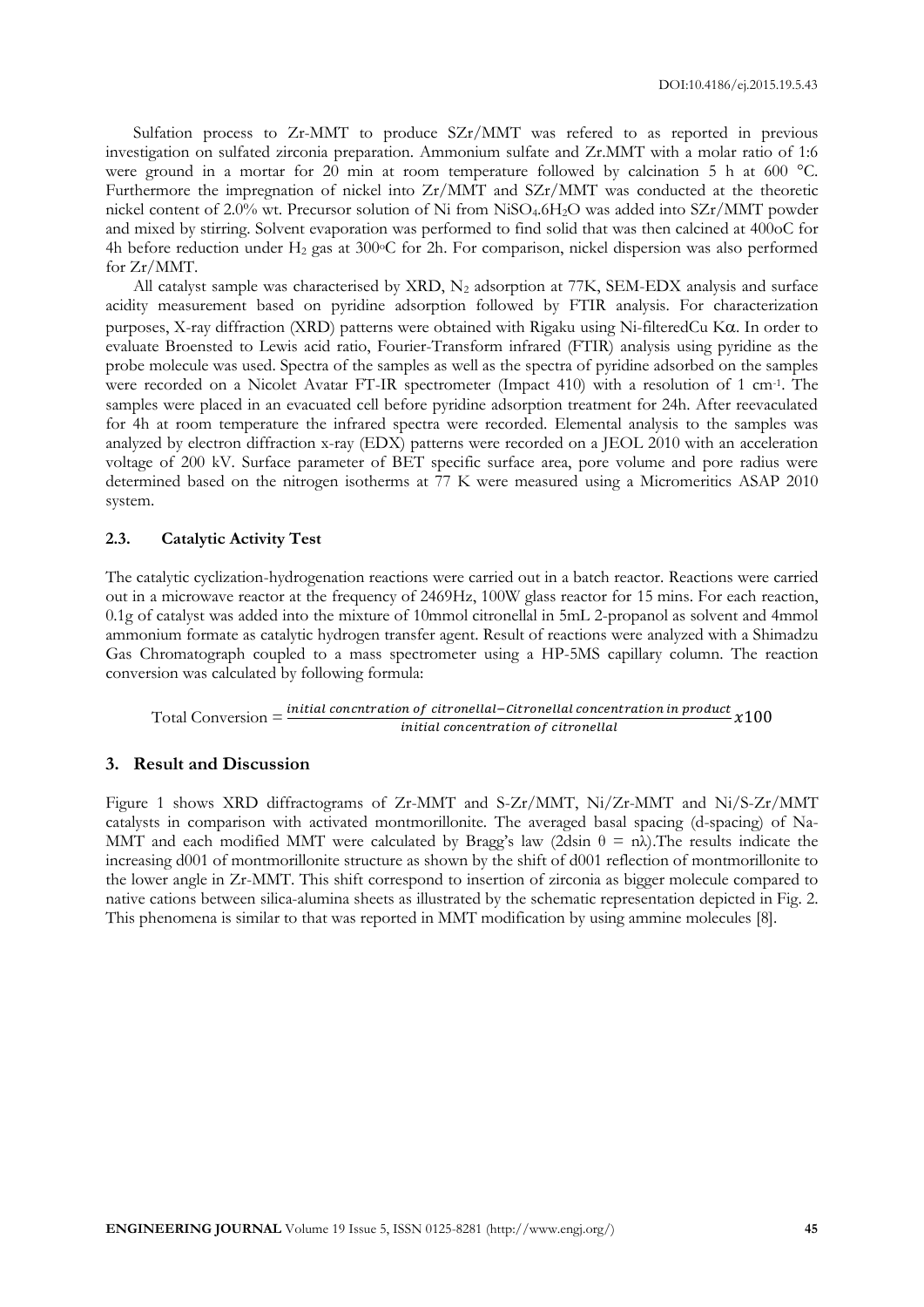Sulfation process to Zr-MMT to produce SZr/MMT was refered to as reported in previous investigation on sulfated zirconia preparation. Ammonium sulfate and Zr.MMT with a molar ratio of 1:6 were ground in a mortar for 20 min at room temperature followed by calcination 5 h at 600 °C. Furthermore the impregnation of nickel into Zr/MMT and SZr/MMT was conducted at the theoretic nickel content of 2.0% wt. Precursor solution of Ni from $NiSO_4.6H_2O$ was added into SZr/MMT powder and mixed by stirring. Solvent evaporation was performed to find solid that was then calcined at 400oC for 4h before reduction under $H_2$ gas at 300°C for 2h. For comparison, nickel dispersion was also performed for Zr/MMT.

All catalyst sample was characterised by XRD, $N_2$ adsorption at 77K, SEM-EDX analysis and surface acidity measurement based on pyridine adsorption followed by FTIR analysis. For characterization purposes, X-ray diffraction (XRD) patterns were obtained with Rigaku using Ni-filteredCu K$\alpha$. In order to evaluate Broensted to Lewis acid ratio, Fourier-Transform infrared (FTIR) analysis using pyridine as the probe molecule was used. Spectra of the samples as well as the spectra of pyridine adsorbed on the samples were recorded on a Nicolet Avatar FT-IR spectrometer (Impact 410) with a resolution of 1 $cm^{-1}$. The samples were placed in an evacuated cell before pyridine adsorption treatment for 24h. After reevaculated for 4h at room temperature the infrared spectra were recorded. Elemental analysis to the samples was analyzed by electron diffraction x-ray (EDX) patterns were recorded on a JEOL 2010 with an acceleration voltage of 200 kV. Surface parameter of BET specific surface area, pore volume and pore radius were determined based on the nitrogen isotherms at 77 K were measured using a Micromeritics ASAP 2010 system.

### 2.3. Catalytic Activity Test

The catalytic cyclization-hydrogenation reactions were carried out in a batch reactor. Reactions were carried out in a microwave reactor at the frequency of 2469Hz, 100W glass reactor for 15 mins. For each reaction, 0.1g of catalyst was added into the mixture of 10mmol citronellal in 5mL 2-propanol as solvent and 4mmol ammonium formate as catalytic hydrogen transfer agent. Result of reactions were analyzed with a Shimadzu Gas Chromatograph coupled to a mass spectrometer using a HP-5MS capillary column. The reaction conversion was calculated by following formula:

$$\text{Total Conversion} = \frac{\textit{initial concntration of citronellal} - \textit{Citronellal concentration in product}}{\textit{initial concentration of citronellal}} x100$$

## 3. Result and Discussion

Figure 1 shows XRD diffractograms of Zr-MMT and S-Zr/MMT, Ni/Zr-MMT and Ni/S-Zr/MMT catalysts in comparison with activated montmorillonite. The averaged basal spacing (d-spacing) of Na-MMT and each modified MMT were calculated by Bragg's law ($2d\sin\theta = n\lambda$).The results indicate the increasing d001 of montmorillonite structure as shown by the shift of d001 reflection of montmorillonite to the lower angle in Zr-MMT. This shift correspond to insertion of zirconia as bigger molecule compared to native cations between silica-alumina sheets as illustrated by the schematic representation depicted in Fig. 2. This phenomena is similar to that was reported in MMT modification by using ammine molecules [8].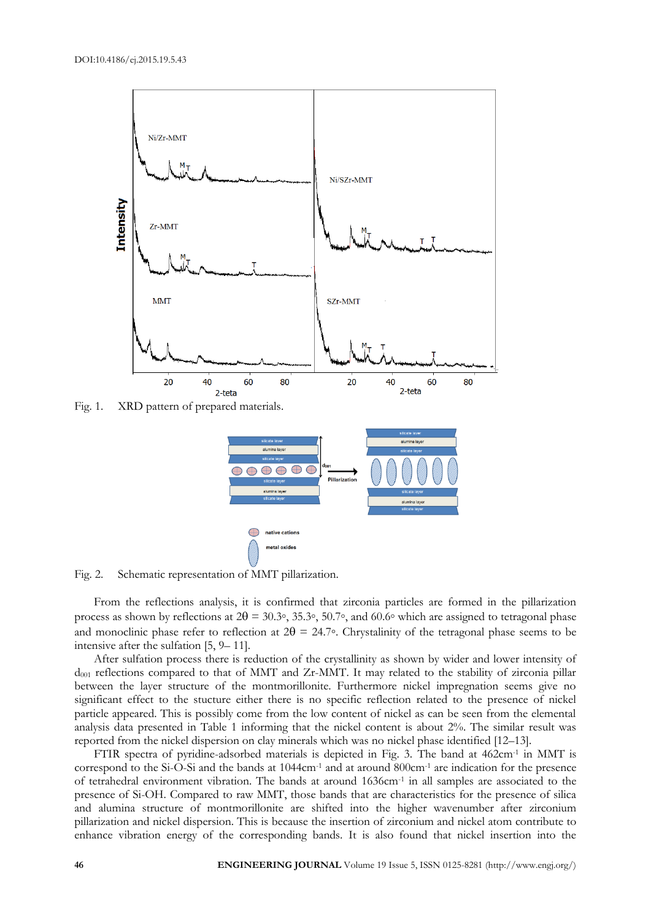Fig. 1. XRD pattern of prepared materials.

Fig. 2. Schematic representation of MMT pillarization.

From the reflections analysis, it is confirmed that zirconia particles are formed in the pillarization process as shown by reflections at 2θ = 30.3°, 35.3°, 50.7°, and 60.6° which are assigned to tetragonal phase and monoclinic phase refer to reflection at 2θ = 24.7°. Chrystalinity of the tetragonal phase seems to be intensive after the sulfation [5, 9– 11].

After sulfation process there is reduction of the crystallinity as shown by wider and lower intensity of $d_{001}$ reflections compared to that of MMT and Zr-MMT. It may related to the stability of zirconia pillar between the layer structure of the montmorillonite. Furthermore nickel impregnation seems give no significant effect to the stucture either there is no specific reflection related to the presence of nickel particle appeared. This is possibly come from the low content of nickel as can be seen from the elemental analysis data presented in Table 1 informing that the nickel content is about 2%. The similar result was reported from the nickel dispersion on clay minerals which was no nickel phase identified [12–13].

FTIR spectra of pyridine-adsorbed materials is depicted in Fig. 3. The band at 462cm$^{-1}$ in MMT is correspond to the Si-O-Si and the bands at 1044cm$^{-1}$ and at around 800cm$^{-1}$ are indication for the presence of tetrahedral environment vibration. The bands at around 1636cm$^{-1}$ in all samples are associated to the presence of Si-OH. Compared to raw MMT, those bands that are characteristics for the presence of silica and alumina structure of montmorillonite are shifted into the higher wavenumber after zirconium pillarization and nickel dispersion. This is because the insertion of zirconium and nickel atom contribute to enhance vibration energy of the corresponding bands. It is also found that nickel insertion into the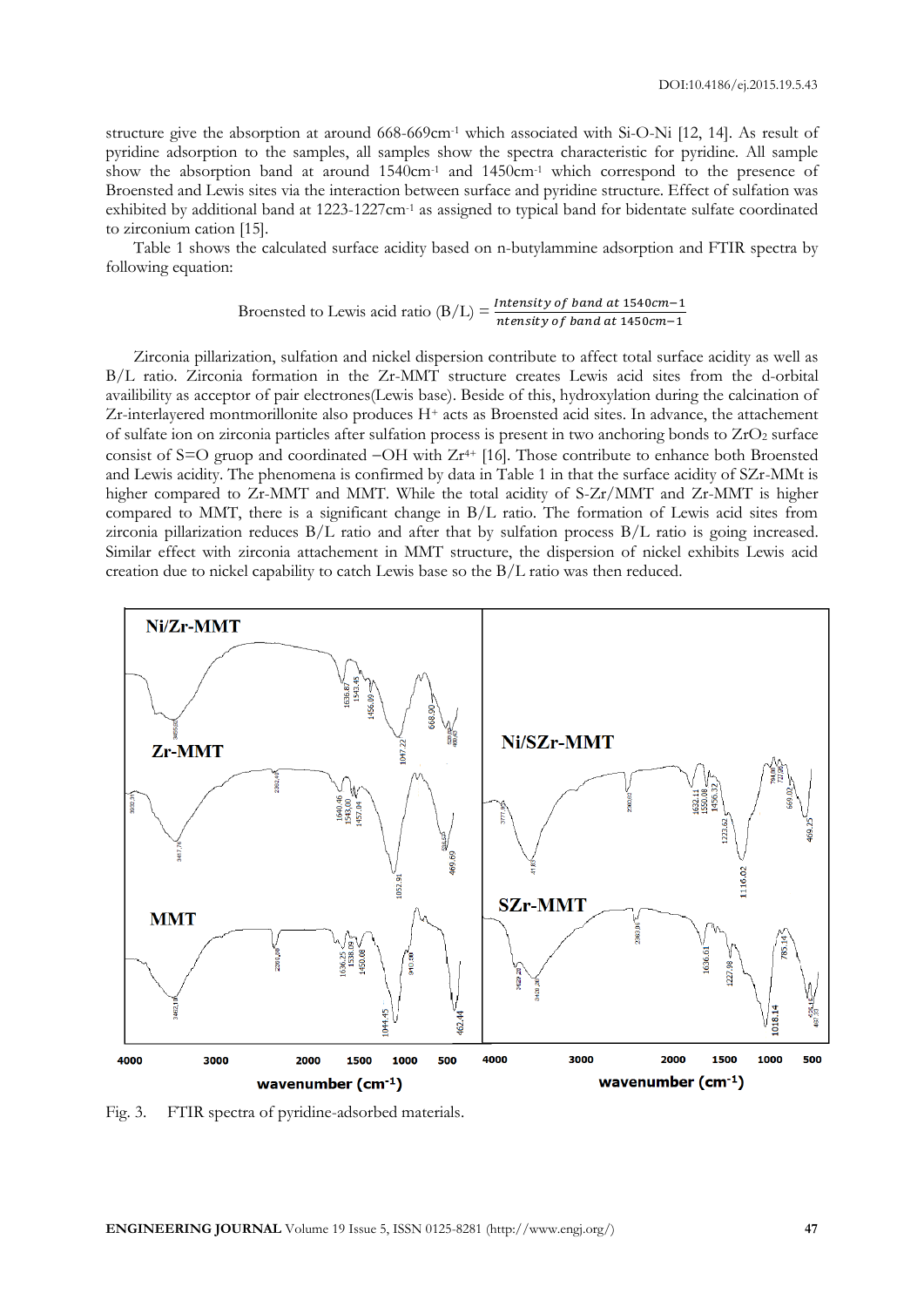structure give the absorption at around 668-669cm$^{-1}$ which associated with Si-O-Ni [12, 14]. As result of pyridine adsorption to the samples, all samples show the spectra characteristic for pyridine. All sample show the absorption band at around 1540cm$^{-1}$ and 1450cm$^{-1}$ which correspond to the presence of Broensted and Lewis sites via the interaction between surface and pyridine structure. Effect of sulfation was exhibited by additional band at 1223-1227cm$^{-1}$ as assigned to typical band for bidentate sulfate coordinated to zirconium cation [15].

Table 1 shows the calculated surface acidity based on n-butylammine adsorption and FTIR spectra by following equation:

$$\text{Broensted to Lewis acid ratio (B/L)} = \frac{\textit{Intensity of band at } 1540cm{-}1}{\textit{ntensity of band at } 1450cm{-}1}$$

Zirconia pillarization, sulfation and nickel dispersion contribute to affect total surface acidity as well as B/L ratio. Zirconia formation in the Zr-MMT structure creates Lewis acid sites from the d-orbital availibility as acceptor of pair electrones(Lewis base). Beside of this, hydroxylation during the calcination of Zr-interlayered montmorillonite also produces $H^+$ acts as Broensted acid sites. In advance, the attachement of sulfate ion on zirconia particles after sulfation process is present in two anchoring bonds to $ZrO_2$ surface consist of S=O gruop and coordinated −OH with $Zr^{4+}$ [16]. Those contribute to enhance both Broensted and Lewis acidity. The phenomena is confirmed by data in Table 1 in that the surface acidity of SZr-MMt is higher compared to Zr-MMT and MMT. While the total acidity of S-Zr/MMT and Zr-MMT is higher compared to MMT, there is a significant change in B/L ratio. The formation of Lewis acid sites from zirconia pillarization reduces B/L ratio and after that by sulfation process B/L ratio is going increased. Similar effect with zirconia attachement in MMT structure, the dispersion of nickel exhibits Lewis acid creation due to nickel capability to catch Lewis base so the B/L ratio was then reduced.

Fig. 3. FTIR spectra of pyridine-adsorbed materials.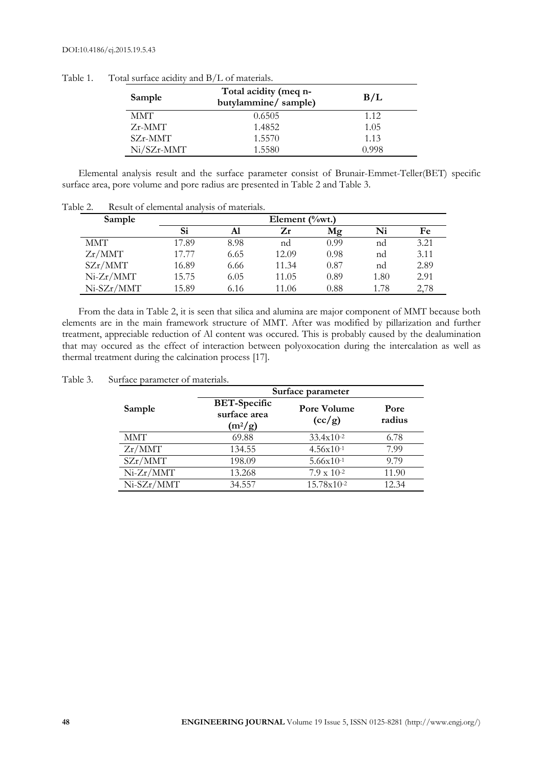Table 1. Total surface acidity and B/L of materials.

| Sample | Total acidity (meq n-butylammine/ sample) | B/L |
|---|---|---|
| MMT | 0.6505 | 1.12 |
| Zr-MMT | 1.4852 | 1.05 |
| SZr-MMT | 1.5570 | 1.13 |
| Ni/SZr-MMT | 1.5580 | 0.998 |

Elemental analysis result and the surface parameter consist of Brunair-Emmet-Teller(BET) specific surface area, pore volume and pore radius are presented in Table 2 and Table 3.

Table 2. Result of elemental analysis of materials.

| Sample | Element (%wt.) | | | | | |
|---|---|---|---|---|---|---|
| | Si | Al | Zr | Mg | Ni | Fe |
| MMT | 17.89 | 8.98 | nd | 0.99 | nd | 3.21 |
| Zr/MMT | 17.77 | 6.65 | 12.09 | 0.98 | nd | 3.11 |
| SZr/MMT | 16.89 | 6.66 | 11.34 | 0.87 | nd | 2.89 |
| Ni-Zr/MMT | 15.75 | 6.05 | 11.05 | 0.89 | 1.80 | 2.91 |
| Ni-SZr/MMT | 15.89 | 6.16 | 11.06 | 0.88 | 1.78 | 2,78 |

From the data in Table 2, it is seen that silica and alumina are major component of MMT because both elements are in the main framework structure of MMT. After was modified by pillarization and further treatment, appreciable reduction of Al content was occured. This is probably caused by the dealumination that may occured as the effect of interaction between polyoxocation during the intercalation as well as thermal treatment during the calcination process [17].

Table 3. Surface parameter of materials.

| Sample | Surface parameter | | |
|---|---|---|---|
| | BET-Specific surface area ($m^2/g$) | Pore Volume (cc/g) | Pore radius |
| MMT | 69.88 | $33.4 \times 10^{-2}$ | 6.78 |
| Zr/MMT | 134.55 | $4.56 \times 10^{-1}$ | 7.99 |
| SZr/MMT | 198.09 | $5.66 \times 10^{-1}$ | 9.79 |
| Ni-Zr/MMT | 13.268 | $7.9 \times 10^{-2}$ | 11.90 |
| Ni-SZr/MMT | 34.557 | $15.78 \times 10^{-2}$ | 12.34 |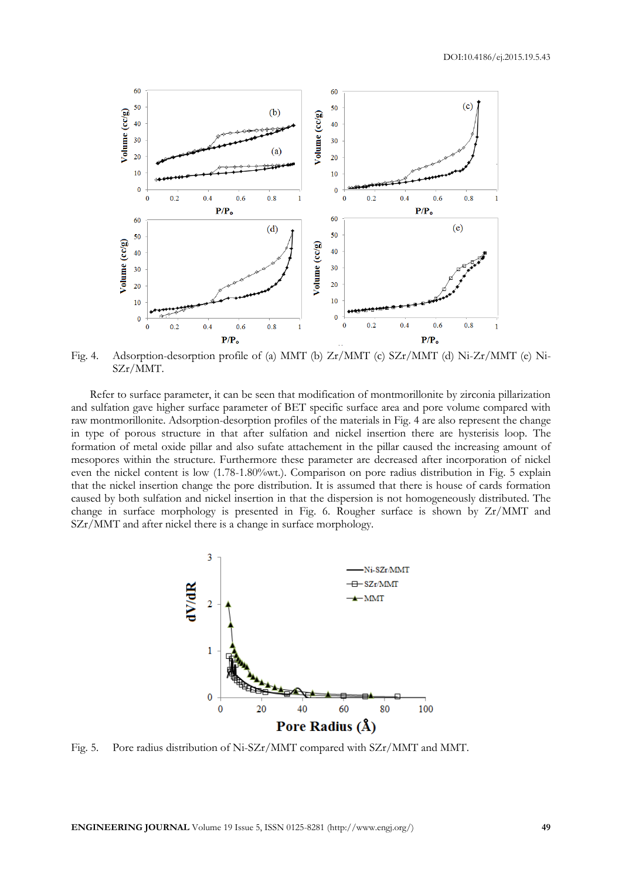Fig. 4. Adsorption-desorption profile of (a) MMT (b) Zr/MMT (c) SZr/MMT (d) Ni-Zr/MMT (e) Ni-SZr/MMT.

Refer to surface parameter, it can be seen that modification of montmorillonite by zirconia pillarization and sulfation gave higher surface parameter of BET specific surface area and pore volume compared with raw montmorillonite. Adsorption-desorption profiles of the materials in Fig. 4 are also represent the change in type of porous structure in that after sulfation and nickel insertion there are hysterisis loop. The formation of metal oxide pillar and also sufate attachement in the pillar caused the increasing amount of mesopores within the structure. Furthermore these parameter are decreased after incorporation of nickel even the nickel content is low (1.78-1.80%wt.). Comparison on pore radius distribution in Fig. 5 explain that the nickel insertion change the pore distribution. It is assumed that there is house of cards formation caused by both sulfation and nickel insertion in that the dispersion is not homogeneously distributed. The change in surface morphology is presented in Fig. 6. Rougher surface is shown by Zr/MMT and SZr/MMT and after nickel there is a change in surface morphology.

Fig. 5. Pore radius distribution of Ni-SZr/MMT compared with SZr/MMT and MMT.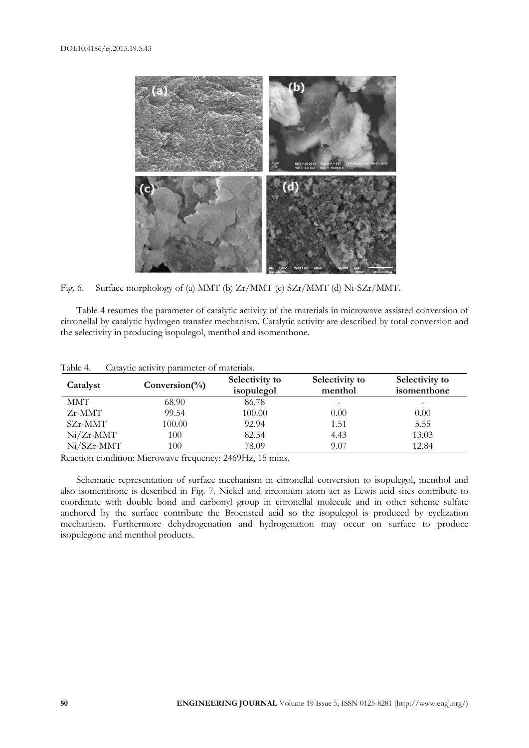Fig. 6. Surface morphology of (a) MMT (b) Zr/MMT (c) SZr/MMT (d) Ni-SZr/MMT.

Table 4 resumes the parameter of catalytic activity of the materials in microwave assisted conversion of citronellal by catalytic hydrogen transfer mechanism. Catalytic activity are described by total conversion and the selectivity in producing isopulegol, menthol and isomenthone.

Table 4. Cataytic activity parameter of materials.

| Catalyst | Conversion(%) | Selectivity to isopulegol | Selectivity to menthol | Selectivity to isomenthone |
|---|---|---|---|---|
| MMT | 68.90 | 86.78 | - | - |
| Zr-MMT | 99.54 | 100.00 | 0.00 | 0.00 |
| SZr-MMT | 100.00 | 92.94 | 1.51 | 5.55 |
| Ni/Zr-MMT | 100 | 82.54 | 4.43 | 13.03 |
| Ni/SZr-MMT | 100 | 78.09 | 9.07 | 12.84 |

Reaction condition: Microwave frequency: 2469Hz, 15 mins.

Schematic representation of surface mechanism in citronellal conversion to isopulegol, menthol and also isomenthone is described in Fig. 7. Nickel and zirconium atom act as Lewis acid sites contribute to coordinate with double bond and carbonyl group in citronellal molecule and in other scheme sulfate anchored by the surface contribute the Broensted acid so the isopulegol is produced by cyclization mechanism. Furthermore dehydrogenation and hydrogenation may occur on surface to produce isopulegone and menthol products.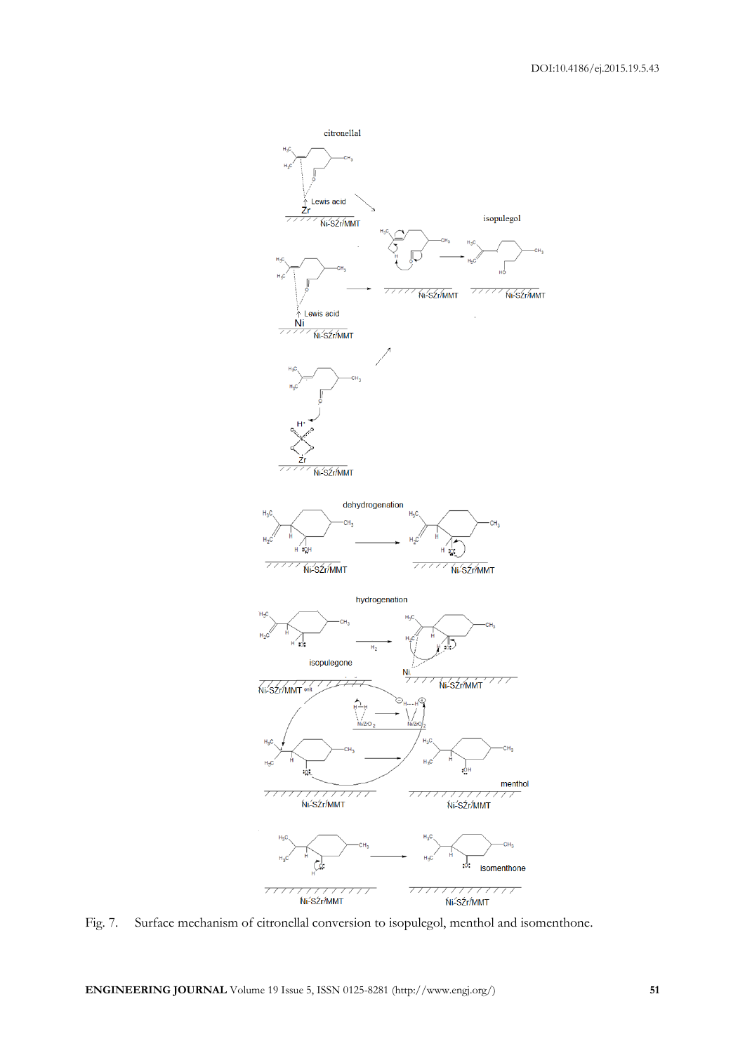Fig. 7. Surface mechanism of citronellal conversion to isopulegol, menthol and isomenthone.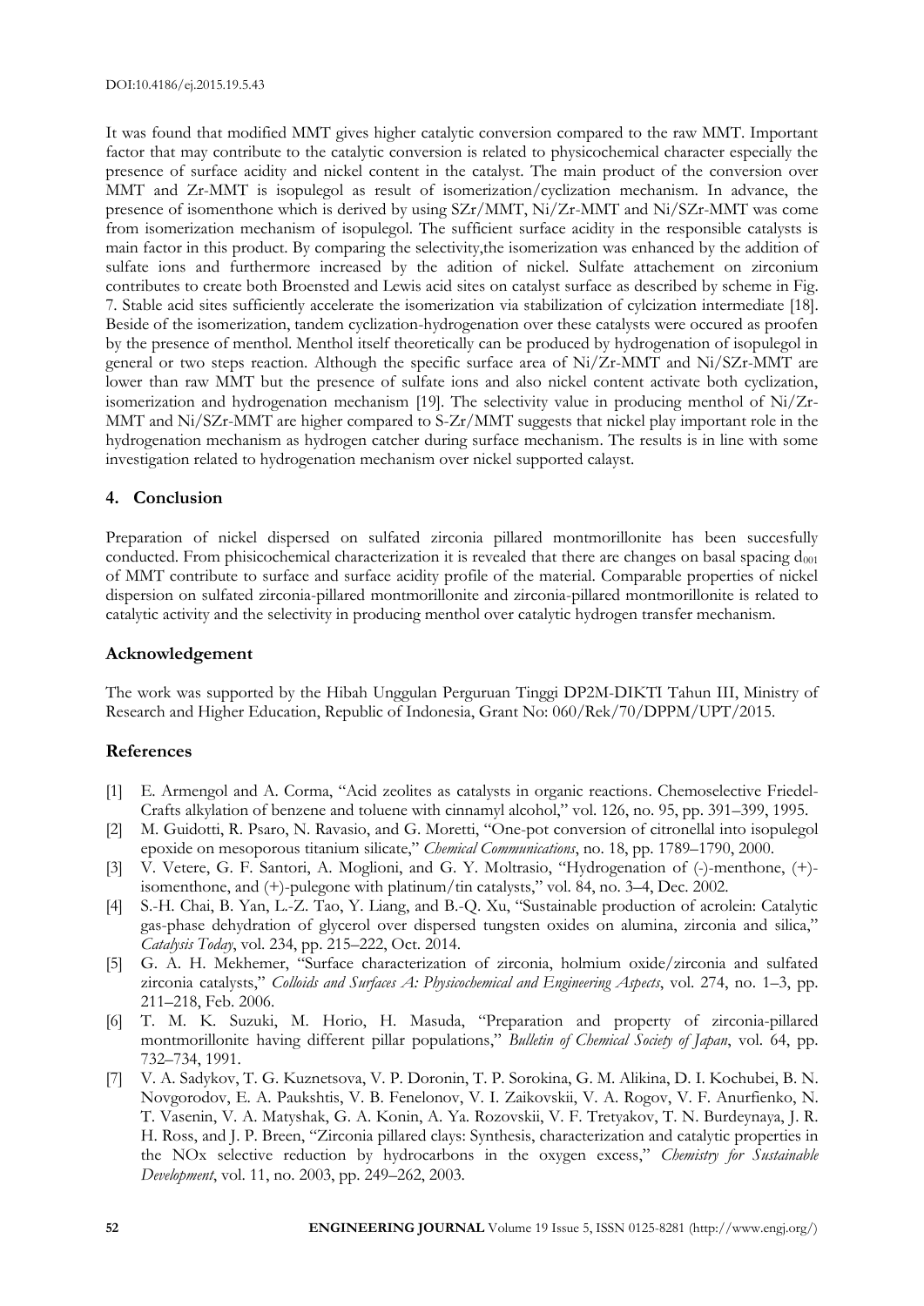It was found that modified MMT gives higher catalytic conversion compared to the raw MMT. Important factor that may contribute to the catalytic conversion is related to physicochemical character especially the presence of surface acidity and nickel content in the catalyst. The main product of the conversion over MMT and Zr-MMT is isopulegol as result of isomerization/cyclization mechanism. In advance, the presence of isomenthone which is derived by using SZr/MMT, Ni/Zr-MMT and Ni/SZr-MMT was come from isomerization mechanism of isopulegol. The sufficient surface acidity in the responsible catalysts is main factor in this product. By comparing the selectivity,the isomerization was enhanced by the addition of sulfate ions and furthermore increased by the adition of nickel. Sulfate attachement on zirconium contributes to create both Broensted and Lewis acid sites on catalyst surface as described by scheme in Fig. 7. Stable acid sites sufficiently accelerate the isomerization via stabilization of cylcization intermediate [18]. Beside of the isomerization, tandem cyclization-hydrogenation over these catalysts were occured as proofen by the presence of menthol. Menthol itself theoretically can be produced by hydrogenation of isopulegol in general or two steps reaction. Although the specific surface area of Ni/Zr-MMT and Ni/SZr-MMT are lower than raw MMT but the presence of sulfate ions and also nickel content activate both cyclization, isomerization and hydrogenation mechanism [19]. The selectivity value in producing menthol of Ni/Zr-MMT and Ni/SZr-MMT are higher compared to S-Zr/MMT suggests that nickel play important role in the hydrogenation mechanism as hydrogen catcher during surface mechanism. The results is in line with some investigation related to hydrogenation mechanism over nickel supported calayst.

## 4. Conclusion

Preparation of nickel dispersed on sulfated zirconia pillared montmorillonite has been succesfully conducted. From phisicochemical characterization it is revealed that there are changes on basal spacing $d_{001}$ of MMT contribute to surface and surface acidity profile of the material. Comparable properties of nickel dispersion on sulfated zirconia-pillared montmorillonite and zirconia-pillared montmorillonite is related to catalytic activity and the selectivity in producing menthol over catalytic hydrogen transfer mechanism.

## Acknowledgement

The work was supported by the Hibah Unggulan Perguruan Tinggi DP2M-DIKTI Tahun III, Ministry of Research and Higher Education, Republic of Indonesia, Grant No: 060/Rek/70/DPPM/UPT/2015.

## References

[1] E. Armengol and A. Corma, "Acid zeolites as catalysts in organic reactions. Chemoselective Friedel-Crafts alkylation of benzene and toluene with cinnamyl alcohol," vol. 126, no. 95, pp. 391–399, 1995.

[2] M. Guidotti, R. Psaro, N. Ravasio, and G. Moretti, "One-pot conversion of citronellal into isopulegol epoxide on mesoporous titanium silicate," *Chemical Communications*, no. 18, pp. 1789–1790, 2000.

[3] V. Vetere, G. F. Santori, A. Moglioni, and G. Y. Moltrasio, "Hydrogenation of (-)-menthone, (+)-isomenthone, and (+)-pulegone with platinum/tin catalysts," vol. 84, no. 3–4, Dec. 2002.

[4] S.-H. Chai, B. Yan, L.-Z. Tao, Y. Liang, and B.-Q. Xu, "Sustainable production of acrolein: Catalytic gas-phase dehydration of glycerol over dispersed tungsten oxides on alumina, zirconia and silica," *Catalysis Today*, vol. 234, pp. 215–222, Oct. 2014.

[5] G. A. H. Mekhemer, "Surface characterization of zirconia, holmium oxide/zirconia and sulfated zirconia catalysts," *Colloids and Surfaces A: Physicochemical and Engineering Aspects*, vol. 274, no. 1–3, pp. 211–218, Feb. 2006.

[6] T. M. K. Suzuki, M. Horio, H. Masuda, "Preparation and property of zirconia-pillared montmorillonite having different pillar populations," *Bulletin of Chemical Society of Japan*, vol. 64, pp. 732–734, 1991.

[7] V. A. Sadykov, T. G. Kuznetsova, V. P. Doronin, T. P. Sorokina, G. M. Alikina, D. I. Kochubei, B. N. Novgorodov, E. A. Paukshtis, V. B. Fenelonov, V. I. Zaikovskii, V. A. Rogov, V. F. Anurfienko, N. T. Vasenin, V. A. Matyshak, G. A. Konin, A. Ya. Rozovskii, V. F. Tretyakov, T. N. Burdeynaya, J. R. H. Ross, and J. P. Breen, "Zirconia pillared clays: Synthesis, characterization and catalytic properties in the NOx selective reduction by hydrocarbons in the oxygen excess," *Chemistry for Sustainable Development*, vol. 11, no. 2003, pp. 249–262, 2003.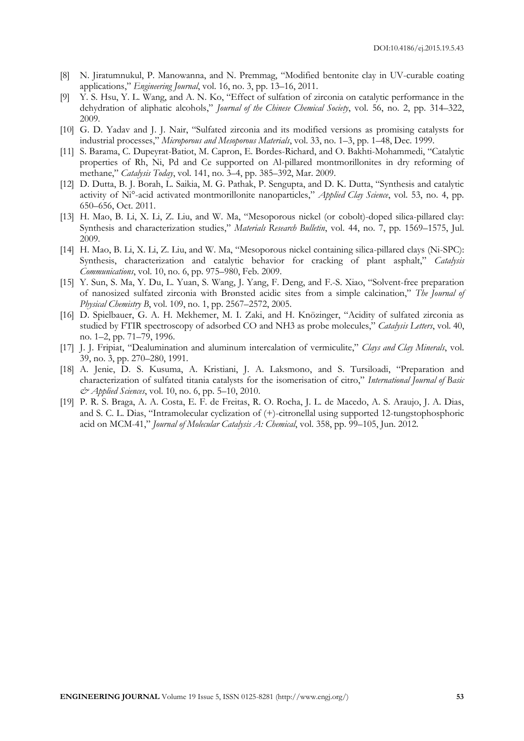[8] N. Jiratumnukul, P. Manowanna, and N. Premmag, "Modified bentonite clay in UV-curable coating applications," *Engineering Journal*, vol. 16, no. 3, pp. 13–16, 2011.

[9] Y. S. Hsu, Y. L. Wang, and A. N. Ko, "Effect of sulfation of zirconia on catalytic performance in the dehydration of aliphatic alcohols," *Journal of the Chinese Chemical Society*, vol. 56, no. 2, pp. 314–322, 2009.

[10] G. D. Yadav and J. J. Nair, "Sulfated zirconia and its modified versions as promising catalysts for industrial processes," *Microporous and Mesoporous Materials*, vol. 33, no. 1–3, pp. 1–48, Dec. 1999.

[11] S. Barama, C. Dupeyrat-Batiot, M. Capron, E. Bordes-Richard, and O. Bakhti-Mohammedi, "Catalytic properties of Rh, Ni, Pd and Ce supported on Al-pillared montmorillonites in dry reforming of methane," *Catalysis Today*, vol. 141, no. 3–4, pp. 385–392, Mar. 2009.

[12] D. Dutta, B. J. Borah, L. Saikia, M. G. Pathak, P. Sengupta, and D. K. Dutta, "Synthesis and catalytic activity of Ni°-acid activated montmorillonite nanoparticles," *Applied Clay Science*, vol. 53, no. 4, pp. 650–656, Oct. 2011.

[13] H. Mao, B. Li, X. Li, Z. Liu, and W. Ma, "Mesoporous nickel (or cobolt)-doped silica-pillared clay: Synthesis and characterization studies," *Materials Research Bulletin*, vol. 44, no. 7, pp. 1569–1575, Jul. 2009.

[14] H. Mao, B. Li, X. Li, Z. Liu, and W. Ma, "Mesoporous nickel containing silica-pillared clays (Ni-SPC): Synthesis, characterization and catalytic behavior for cracking of plant asphalt," *Catalysis Communications*, vol. 10, no. 6, pp. 975–980, Feb. 2009.

[15] Y. Sun, S. Ma, Y. Du, L. Yuan, S. Wang, J. Yang, F. Deng, and F.-S. Xiao, "Solvent-free preparation of nanosized sulfated zirconia with Brønsted acidic sites from a simple calcination," *The Journal of Physical Chemistry B*, vol. 109, no. 1, pp. 2567–2572, 2005.

[16] D. Spielbauer, G. A. H. Mekhemer, M. I. Zaki, and H. Knözinger, "Acidity of sulfated zirconia as studied by FTIR spectroscopy of adsorbed CO and NH3 as probe molecules," *Catalysis Letters*, vol. 40, no. 1–2, pp. 71–79, 1996.

[17] J. J. Fripiat, "Dealumination and aluminum intercalation of vermiculite," *Clays and Clay Minerals*, vol. 39, no. 3, pp. 270–280, 1991.

[18] A. Jenie, D. S. Kusuma, A. Kristiani, J. A. Laksmono, and S. Tursiloadi, "Preparation and characterization of sulfated titania catalysts for the isomerisation of citro," *International Journal of Basic & Applied Sciences*, vol. 10, no. 6, pp. 5–10, 2010.

[19] P. R. S. Braga, A. A. Costa, E. F. de Freitas, R. O. Rocha, J. L. de Macedo, A. S. Araujo, J. A. Dias, and S. C. L. Dias, "Intramolecular cyclization of (+)-citronellal using supported 12-tungstophosphoric acid on MCM-41," *Journal of Molecular Catalysis A: Chemical*, vol. 358, pp. 99–105, Jun. 2012.